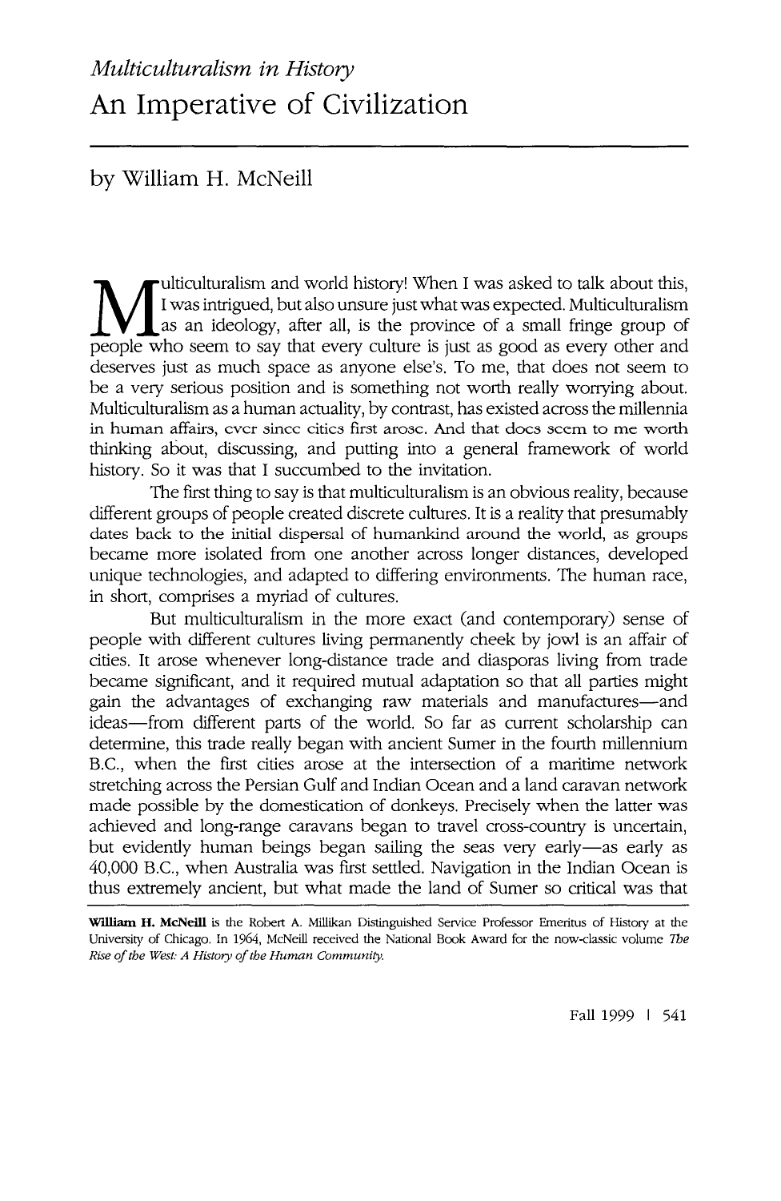*Multiculturalism in History*

# An Imperative of Civilization

by William H. McNeill

Multiculturalism and world history! When I was asked to talk about this, I was intrigued, but also unsure just what was expected. Multiculturalism as an ideology, after all, is the province of a small fringe group of people who seem to say that every culture is just as good as every other and deserves just as much space as anyone else's. To me, that does not seem to be a very serious position and is something not worth really worrying about. Multiculturalism as a human actuality, by contrast, has existed across the millennia in human affairs, ever since cities first arose. And that does seem to me worth thinking about, discussing, and putting into a general framework of world history. So it was that I succumbed to the invitation.

The first thing to say is that multiculturalism is an obvious reality, because different groups of people created discrete cultures. It is a reality that presumably dates back to the initial dispersal of humankind around the world, as groups became more isolated from one another across longer distances, developed unique technologies, and adapted to differing environments. The human race, in short, comprises a myriad of cultures.

But multiculturalism in the more exact (and contemporary) sense of people with different cultures living permanently cheek by jowl is an affair of cities. It arose whenever long-distance trade and diasporas living from trade became significant, and it required mutual adaptation so that all parties might gain the advantages of exchanging raw materials and manufactures—and ideas—from different parts of the world. So far as current scholarship can determine, this trade really began with ancient Sumer in the fourth millennium B.C., when the first cities arose at the intersection of a maritime network stretching across the Persian Gulf and Indian Ocean and a land caravan network made possible by the domestication of donkeys. Precisely when the latter was achieved and long-range caravans began to travel cross-country is uncertain, but evidently human beings began sailing the seas very early—as early as 40,000 B.C., when Australia was first settled. Navigation in the Indian Ocean is thus extremely ancient, but what made the land of Sumer so critical was that

**William H. McNeill** is the Robert A. Millikan Distinguished Service Professor Emeritus of History at the University of Chicago. In 1964, McNeill received the National Book Award for the now-classic volume *The Rise of the West: A History of the Human Community*.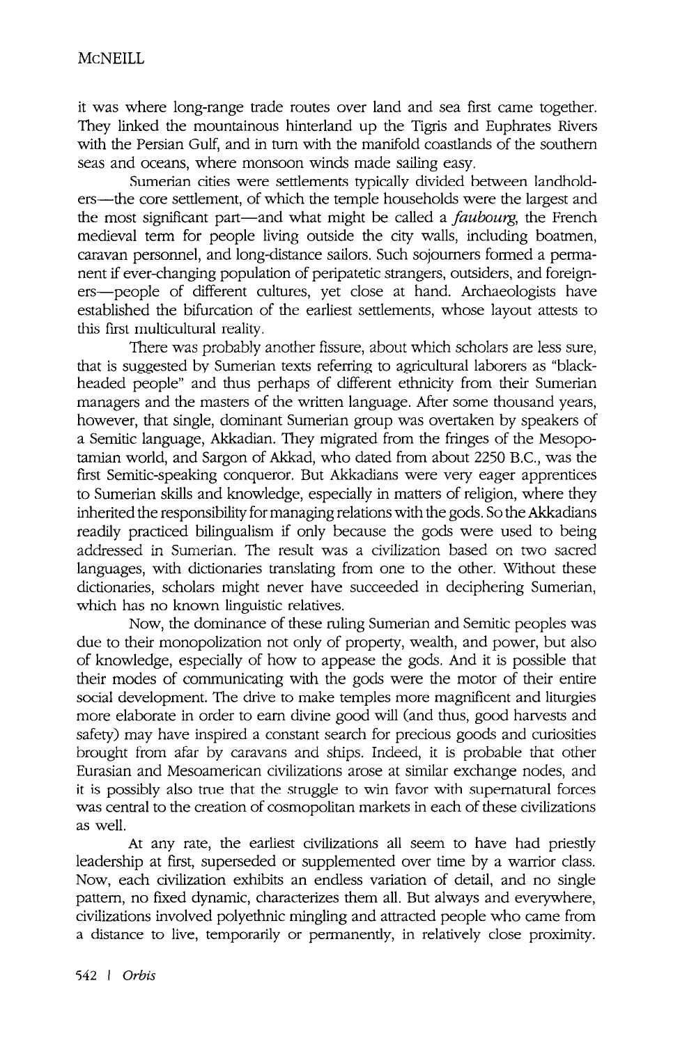it was where long-range trade routes over land and sea first came together. They linked the mountainous hinterland up the Tigris and Euphrates Rivers with the Persian Gulf, and in turn with the manifold coastlands of the southern seas and oceans, where monsoon winds made sailing easy.

Sumerian cities were settlements typically divided between landholders—the core settlement, of which the temple households were the largest and the most significant part—and what might be called a *faubourg*, the French medieval term for people living outside the city walls, including boatmen, caravan personnel, and long-distance sailors. Such sojourners formed a permanent if ever-changing population of peripatetic strangers, outsiders, and foreigners—people of different cultures, yet close at hand. Archaeologists have established the bifurcation of the earliest settlements, whose layout attests to this first multicultural reality.

There was probably another fissure, about which scholars are less sure, that is suggested by Sumerian texts referring to agricultural laborers as "black-headed people" and thus perhaps of different ethnicity from their Sumerian managers and the masters of the written language. After some thousand years, however, that single, dominant Sumerian group was overtaken by speakers of a Semitic language, Akkadian. They migrated from the fringes of the Mesopotamian world, and Sargon of Akkad, who dated from about 2250 B.C., was the first Semitic-speaking conqueror. But Akkadians were very eager apprentices to Sumerian skills and knowledge, especially in matters of religion, where they inherited the responsibility for managing relations with the gods. So the Akkadians readily practiced bilingualism if only because the gods were used to being addressed in Sumerian. The result was a civilization based on two sacred languages, with dictionaries translating from one to the other. Without these dictionaries, scholars might never have succeeded in deciphering Sumerian, which has no known linguistic relatives.

Now, the dominance of these ruling Sumerian and Semitic peoples was due to their monopolization not only of property, wealth, and power, but also of knowledge, especially of how to appease the gods. And it is possible that their modes of communicating with the gods were the motor of their entire social development. The drive to make temples more magnificent and liturgies more elaborate in order to earn divine good will (and thus, good harvests and safety) may have inspired a constant search for precious goods and curiosities brought from afar by caravans and ships. Indeed, it is probable that other Eurasian and Mesoamerican civilizations arose at similar exchange nodes, and it is possibly also true that the struggle to win favor with supernatural forces was central to the creation of cosmopolitan markets in each of these civilizations as well.

At any rate, the earliest civilizations all seem to have had priestly leadership at first, superseded or supplemented over time by a warrior class. Now, each civilization exhibits an endless variation of detail, and no single pattern, no fixed dynamic, characterizes them all. But always and everywhere, civilizations involved polyethnic mingling and attracted people who came from a distance to live, temporarily or permanently, in relatively close proximity.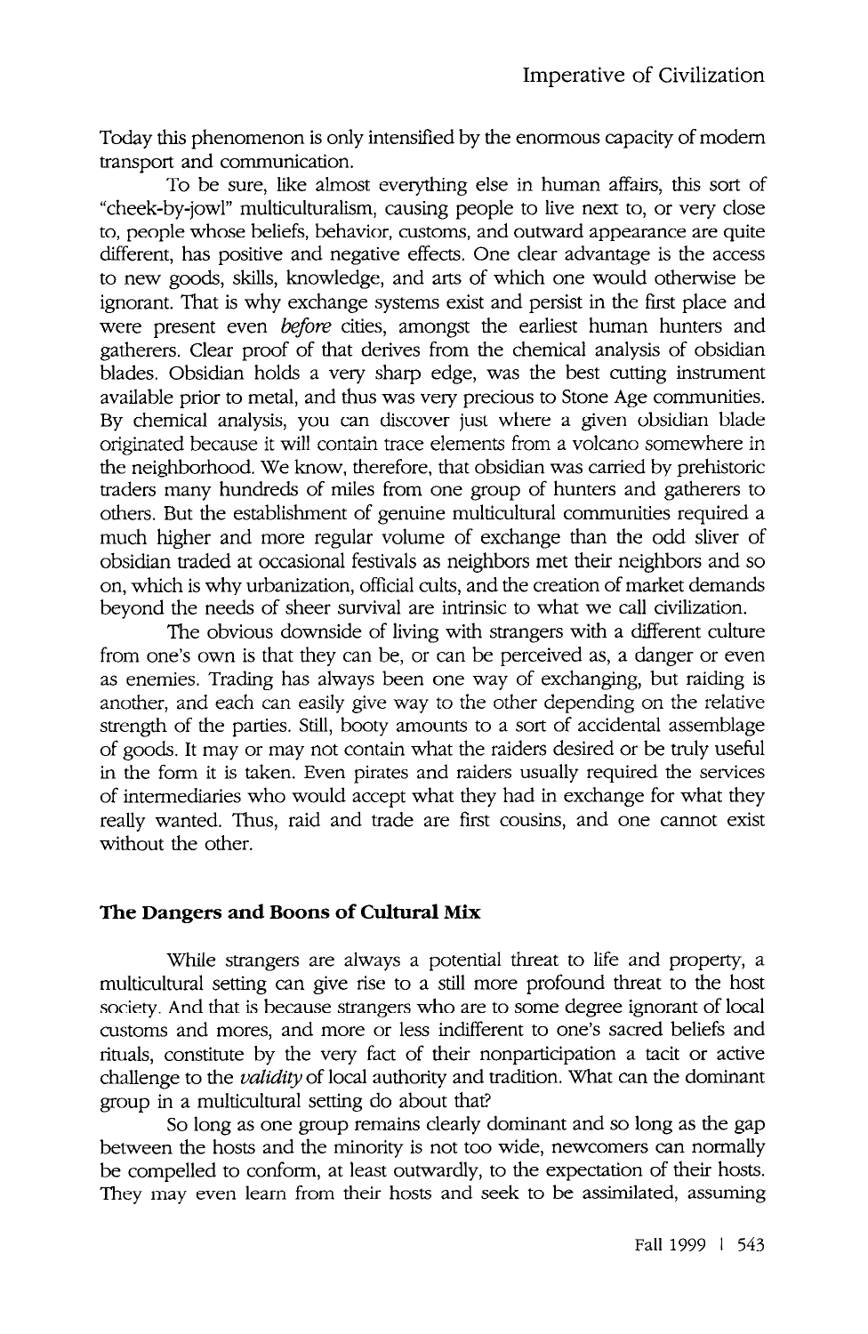Today this phenomenon is only intensified by the enormous capacity of modern transport and communication.

To be sure, like almost everything else in human affairs, this sort of "cheek-by-jowl" multiculturalism, causing people to live next to, or very close to, people whose beliefs, behavior, customs, and outward appearance are quite different, has positive and negative effects. One clear advantage is the access to new goods, skills, knowledge, and arts of which one would otherwise be ignorant. That is why exchange systems exist and persist in the first place and were present even *before* cities, amongst the earliest human hunters and gatherers. Clear proof of that derives from the chemical analysis of obsidian blades. Obsidian holds a very sharp edge, was the best cutting instrument available prior to metal, and thus was very precious to Stone Age communities. By chemical analysis, you can discover just where a given obsidian blade originated because it will contain trace elements from a volcano somewhere in the neighborhood. We know, therefore, that obsidian was carried by prehistoric traders many hundreds of miles from one group of hunters and gatherers to others. But the establishment of genuine multicultural communities required a much higher and more regular volume of exchange than the odd sliver of obsidian traded at occasional festivals as neighbors met their neighbors and so on, which is why urbanization, official cults, and the creation of market demands beyond the needs of sheer survival are intrinsic to what we call civilization.

The obvious downside of living with strangers with a different culture from one's own is that they can be, or can be perceived as, a danger or even as enemies. Trading has always been one way of exchanging, but raiding is another, and each can easily give way to the other depending on the relative strength of the parties. Still, booty amounts to a sort of accidental assemblage of goods. It may or may not contain what the raiders desired or be truly useful in the form it is taken. Even pirates and raiders usually required the services of intermediaries who would accept what they had in exchange for what they really wanted. Thus, raid and trade are first cousins, and one cannot exist without the other.

### The Dangers and Boons of Cultural Mix

While strangers are always a potential threat to life and property, a multicultural setting can give rise to a still more profound threat to the host society. And that is because strangers who are to some degree ignorant of local customs and mores, and more or less indifferent to one's sacred beliefs and rituals, constitute by the very fact of their nonparticipation a tacit or active challenge to the *validity* of local authority and tradition. What can the dominant group in a multicultural setting do about that?

So long as one group remains clearly dominant and so long as the gap between the hosts and the minority is not too wide, newcomers can normally be compelled to conform, at least outwardly, to the expectation of their hosts. They may even learn from their hosts and seek to be assimilated, assuming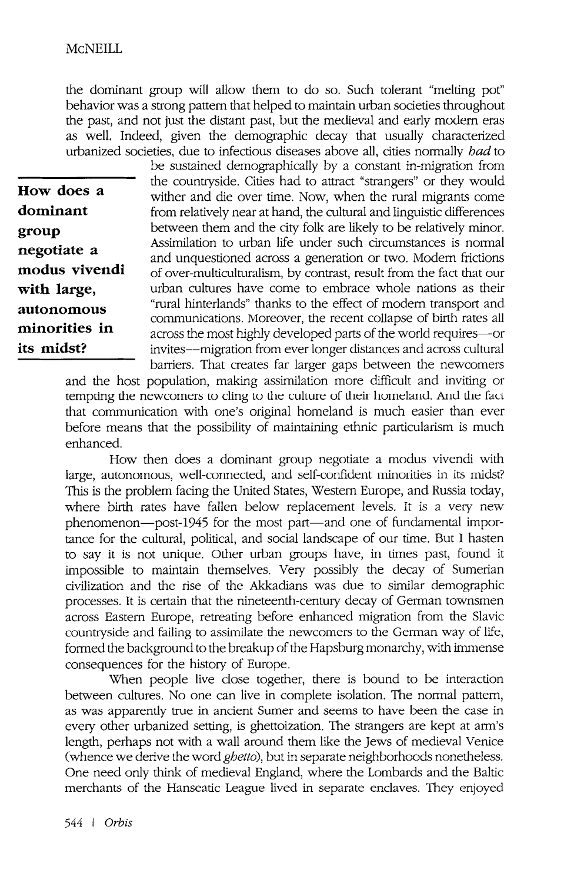the dominant group will allow them to do so. Such tolerant "melting pot" behavior was a strong pattern that helped to maintain urban societies throughout the past, and not just the distant past, but the medieval and early modern eras as well. Indeed, given the demographic decay that usually characterized urbanized societies, due to infectious diseases above all, cities normally *had* to be sustained demographically by a constant in-migration from the countryside. Cities had to attract "strangers" or they would wither and die over time. Now, when the rural migrants come from relatively near at hand, the cultural and linguistic differences between them and the city folk are likely to be relatively minor. Assimilation to urban life under such circumstances is normal and unquestioned across a generation or two. Modern frictions of over-multiculturalism, by contrast, result from the fact that our urban cultures have come to embrace whole nations as their "rural hinterlands" thanks to the effect of modern transport and communications. Moreover, the recent collapse of birth rates all across the most highly developed parts of the world requires—or invites—migration from ever longer distances and across cultural barriers. That creates far larger gaps between the newcomers and the host population, making assimilation more difficult and inviting or tempting the newcomers to cling to the culture of their homeland. And the fact that communication with one's original homeland is much easier than ever before means that the possibility of maintaining ethnic particularism is much enhanced.

**How does a dominant group negotiate a modus vivendi with large, autonomous minorities in its midst?**

How then does a dominant group negotiate a modus vivendi with large, autonomous, well-connected, and self-confident minorities in its midst? This is the problem facing the United States, Western Europe, and Russia today, where birth rates have fallen below replacement levels. It is a very new phenomenon—post-1945 for the most part—and one of fundamental importance for the cultural, political, and social landscape of our time. But I hasten to say it is not unique. Other urban groups have, in times past, found it impossible to maintain themselves. Very possibly the decay of Sumerian civilization and the rise of the Akkadians was due to similar demographic processes. It is certain that the nineteenth-century decay of German townsmen across Eastern Europe, retreating before enhanced migration from the Slavic countryside and failing to assimilate the newcomers to the German way of life, formed the background to the breakup of the Hapsburg monarchy, with immense consequences for the history of Europe.

When people live close together, there is bound to be interaction between cultures. No one can live in complete isolation. The normal pattern, as was apparently true in ancient Sumer and seems to have been the case in every other urbanized setting, is ghettoization. The strangers are kept at arm's length, perhaps not with a wall around them like the Jews of medieval Venice (whence we derive the word *ghetto*), but in separate neighborhoods nonetheless. One need only think of medieval England, where the Lombards and the Baltic merchants of the Hanseatic League lived in separate enclaves. They enjoyed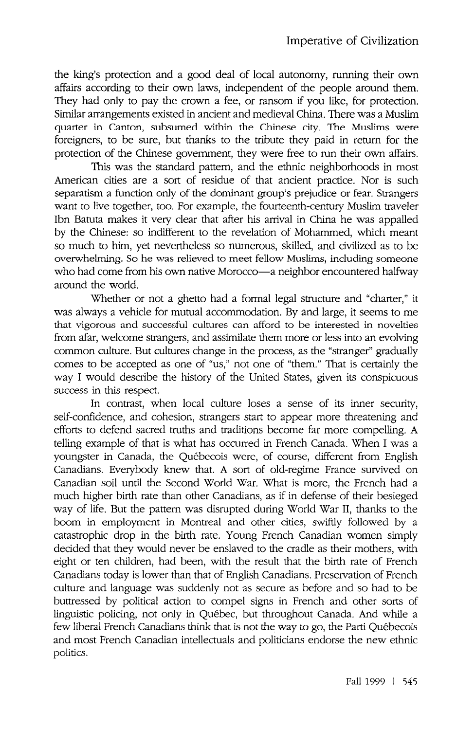the king's protection and a good deal of local autonomy, running their own affairs according to their own laws, independent of the people around them. They had only to pay the crown a fee, or ransom if you like, for protection. Similar arrangements existed in ancient and medieval China. There was a Muslim quarter in Canton, subsumed within the Chinese city. The Muslims were foreigners, to be sure, but thanks to the tribute they paid in return for the protection of the Chinese government, they were free to run their own affairs.

This was the standard pattern, and the ethnic neighborhoods in most American cities are a sort of residue of that ancient practice. Nor is such separatism a function only of the dominant group's prejudice or fear. Strangers want to live together, too. For example, the fourteenth-century Muslim traveler Ibn Batuta makes it very clear that after his arrival in China he was appalled by the Chinese: so indifferent to the revelation of Mohammed, which meant so much to him, yet nevertheless so numerous, skilled, and civilized as to be overwhelming. So he was relieved to meet fellow Muslims, including someone who had come from his own native Morocco—a neighbor encountered halfway around the world.

Whether or not a ghetto had a formal legal structure and "charter," it was always a vehicle for mutual accommodation. By and large, it seems to me that vigorous and successful cultures can afford to be interested in novelties from afar, welcome strangers, and assimilate them more or less into an evolving common culture. But cultures change in the process, as the "stranger" gradually comes to be accepted as one of "us," not one of "them." That is certainly the way I would describe the history of the United States, given its conspicuous success in this respect.

In contrast, when local culture loses a sense of its inner security, self-confidence, and cohesion, strangers start to appear more threatening and efforts to defend sacred truths and traditions become far more compelling. A telling example of that is what has occurred in French Canada. When I was a youngster in Canada, the Québecois were, of course, different from English Canadians. Everybody knew that. A sort of old-regime France survived on Canadian soil until the Second World War. What is more, the French had a much higher birth rate than other Canadians, as if in defense of their besieged way of life. But the pattern was disrupted during World War II, thanks to the boom in employment in Montreal and other cities, swiftly followed by a catastrophic drop in the birth rate. Young French Canadian women simply decided that they would never be enslaved to the cradle as their mothers, with eight or ten children, had been, with the result that the birth rate of French Canadians today is lower than that of English Canadians. Preservation of French culture and language was suddenly not as secure as before and so had to be buttressed by political action to compel signs in French and other sorts of linguistic policing, not only in Québec, but throughout Canada. And while a few liberal French Canadians think that is not the way to go, the Parti Québecois and most French Canadian intellectuals and politicians endorse the new ethnic politics.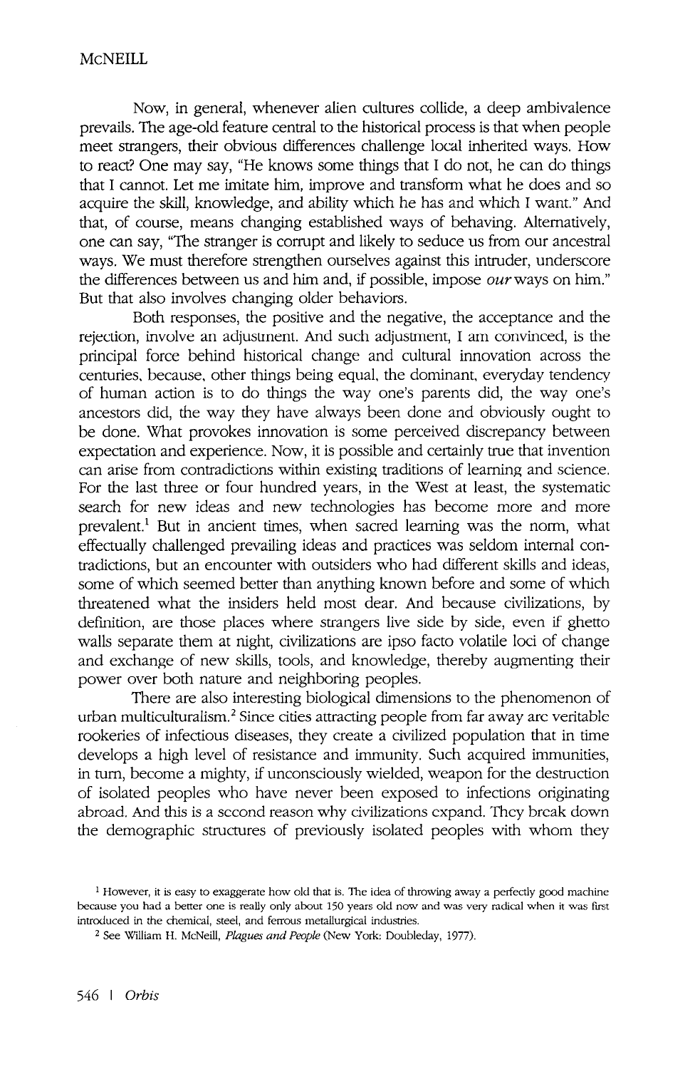Now, in general, whenever alien cultures collide, a deep ambivalence prevails. The age-old feature central to the historical process is that when people meet strangers, their obvious differences challenge local inherited ways. How to react? One may say, "He knows some things that I do not, he can do things that I cannot. Let me imitate him, improve and transform what he does and so acquire the skill, knowledge, and ability which he has and which I want." And that, of course, means changing established ways of behaving. Alternatively, one can say, "The stranger is corrupt and likely to seduce us from our ancestral ways. We must therefore strengthen ourselves against this intruder, underscore the differences between us and him and, if possible, impose *our* ways on him." But that also involves changing older behaviors.

Both responses, the positive and the negative, the acceptance and the rejection, involve an adjustment. And such adjustment, I am convinced, is the principal force behind historical change and cultural innovation across the centuries, because, other things being equal, the dominant, everyday tendency of human action is to do things the way one's parents did, the way one's ancestors did, the way they have always been done and obviously ought to be done. What provokes innovation is some perceived discrepancy between expectation and experience. Now, it is possible and certainly true that invention can arise from contradictions within existing traditions of learning and science. For the last three or four hundred years, in the West at least, the systematic search for new ideas and new technologies has become more and more prevalent.[1] But in ancient times, when sacred learning was the norm, what effectually challenged prevailing ideas and practices was seldom internal contradictions, but an encounter with outsiders who had different skills and ideas, some of which seemed better than anything known before and some of which threatened what the insiders held most dear. And because civilizations, by definition, are those places where strangers live side by side, even if ghetto walls separate them at night, civilizations are ipso facto volatile loci of change and exchange of new skills, tools, and knowledge, thereby augmenting their power over both nature and neighboring peoples.

There are also interesting biological dimensions to the phenomenon of urban multiculturalism.[2] Since cities attracting people from far away are veritable rookeries of infectious diseases, they create a civilized population that in time develops a high level of resistance and immunity. Such acquired immunities, in turn, become a mighty, if unconsciously wielded, weapon for the destruction of isolated peoples who have never been exposed to infections originating abroad. And this is a second reason why civilizations expand. They break down the demographic structures of previously isolated peoples with whom they

[1] However, it is easy to exaggerate how old that is. The idea of throwing away a perfectly good machine because you had a better one is really only about 150 years old now and was very radical when it was first introduced in the chemical, steel, and ferrous metallurgical industries.

[2] See William H. McNeill, *Plagues and People* (New York: Doubleday, 1977).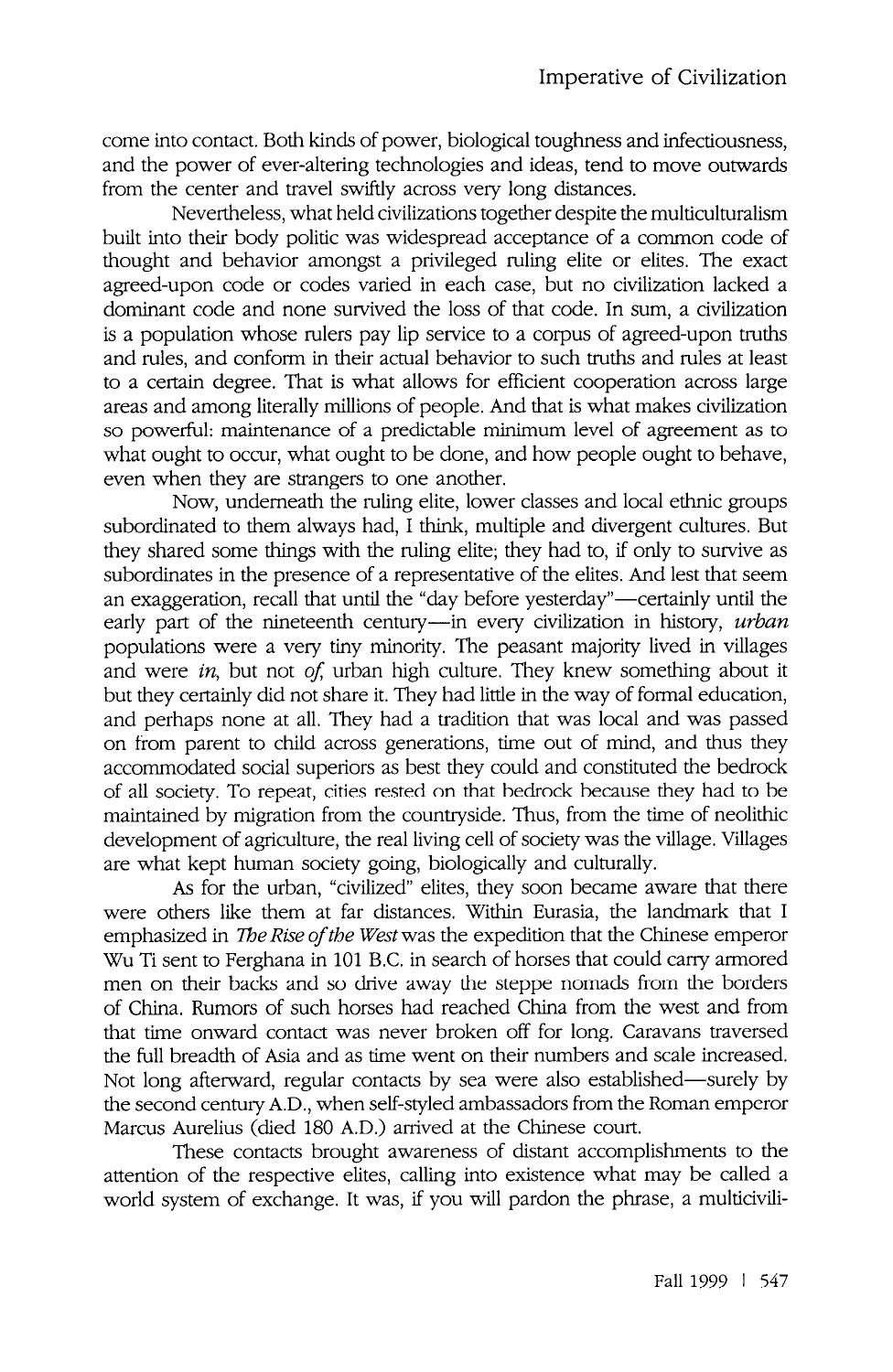come into contact. Both kinds of power, biological toughness and infectiousness, and the power of ever-altering technologies and ideas, tend to move outwards from the center and travel swiftly across very long distances.

Nevertheless, what held civilizations together despite the multiculturalism built into their body politic was widespread acceptance of a common code of thought and behavior amongst a privileged ruling elite or elites. The exact agreed-upon code or codes varied in each case, but no civilization lacked a dominant code and none survived the loss of that code. In sum, a civilization is a population whose rulers pay lip service to a corpus of agreed-upon truths and rules, and conform in their actual behavior to such truths and rules at least to a certain degree. That is what allows for efficient cooperation across large areas and among literally millions of people. And that is what makes civilization so powerful: maintenance of a predictable minimum level of agreement as to what ought to occur, what ought to be done, and how people ought to behave, even when they are strangers to one another.

Now, underneath the ruling elite, lower classes and local ethnic groups subordinated to them always had, I think, multiple and divergent cultures. But they shared some things with the ruling elite; they had to, if only to survive as subordinates in the presence of a representative of the elites. And lest that seem an exaggeration, recall that until the "day before yesterday"—certainly until the early part of the nineteenth century—in every civilization in history, *urban* populations were a very tiny minority. The peasant majority lived in villages and were *in*, but not *of*, urban high culture. They knew something about it but they certainly did not share it. They had little in the way of formal education, and perhaps none at all. They had a tradition that was local and was passed on from parent to child across generations, time out of mind, and thus they accommodated social superiors as best they could and constituted the bedrock of all society. To repeat, cities rested on that bedrock because they had to be maintained by migration from the countryside. Thus, from the time of neolithic development of agriculture, the real living cell of society was the village. Villages are what kept human society going, biologically and culturally.

As for the urban, "civilized" elites, they soon became aware that there were others like them at far distances. Within Eurasia, the landmark that I emphasized in *The Rise of the West* was the expedition that the Chinese emperor Wu Ti sent to Ferghana in 101 B.C. in search of horses that could carry armored men on their backs and so drive away the steppe nomads from the borders of China. Rumors of such horses had reached China from the west and from that time onward contact was never broken off for long. Caravans traversed the full breadth of Asia and as time went on their numbers and scale increased. Not long afterward, regular contacts by sea were also established—surely by the second century A.D., when self-styled ambassadors from the Roman emperor Marcus Aurelius (died 180 A.D.) arrived at the Chinese court.

These contacts brought awareness of distant accomplishments to the attention of the respective elites, calling into existence what may be called a world system of exchange. It was, if you will pardon the phrase, a multicivili-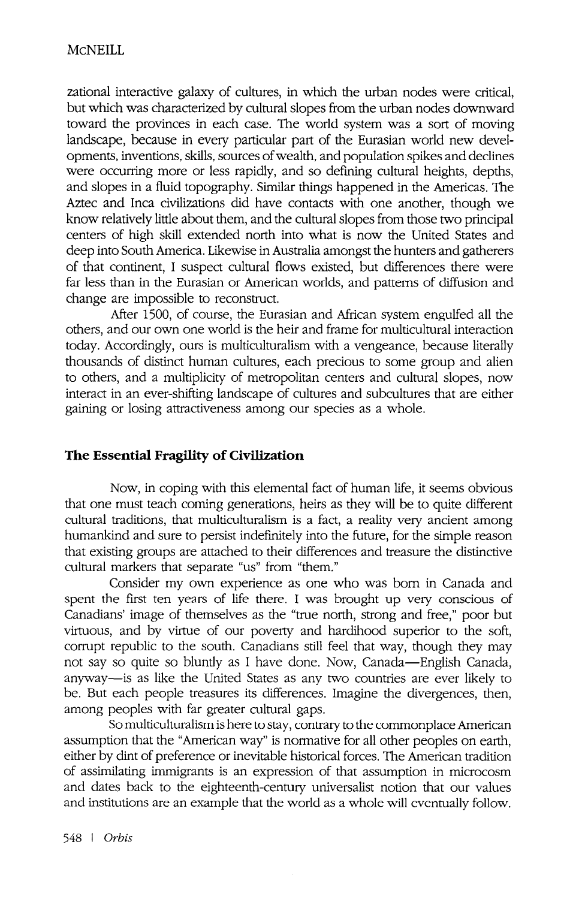zational interactive galaxy of cultures, in which the urban nodes were critical, but which was characterized by cultural slopes from the urban nodes downward toward the provinces in each case. The world system was a sort of moving landscape, because in every particular part of the Eurasian world new developments, inventions, skills, sources of wealth, and population spikes and declines were occurring more or less rapidly, and so defining cultural heights, depths, and slopes in a fluid topography. Similar things happened in the Americas. The Aztec and Inca civilizations did have contacts with one another, though we know relatively little about them, and the cultural slopes from those two principal centers of high skill extended north into what is now the United States and deep into South America. Likewise in Australia amongst the hunters and gatherers of that continent, I suspect cultural flows existed, but differences there were far less than in the Eurasian or American worlds, and patterns of diffusion and change are impossible to reconstruct.

After 1500, of course, the Eurasian and African system engulfed all the others, and our own one world is the heir and frame for multicultural interaction today. Accordingly, ours is multiculturalism with a vengeance, because literally thousands of distinct human cultures, each precious to some group and alien to others, and a multiplicity of metropolitan centers and cultural slopes, now interact in an ever-shifting landscape of cultures and subcultures that are either gaining or losing attractiveness among our species as a whole.

## The Essential Fragility of Civilization

Now, in coping with this elemental fact of human life, it seems obvious that one must teach coming generations, heirs as they will be to quite different cultural traditions, that multiculturalism is a fact, a reality very ancient among humankind and sure to persist indefinitely into the future, for the simple reason that existing groups are attached to their differences and treasure the distinctive cultural markers that separate "us" from "them."

Consider my own experience as one who was born in Canada and spent the first ten years of life there. I was brought up very conscious of Canadians' image of themselves as the "true north, strong and free," poor but virtuous, and by virtue of our poverty and hardihood superior to the soft, corrupt republic to the south. Canadians still feel that way, though they may not say so quite so bluntly as I have done. Now, Canada—English Canada, anyway—is as like the United States as any two countries are ever likely to be. But each people treasures its differences. Imagine the divergences, then, among peoples with far greater cultural gaps.

So multiculturalism is here to stay, contrary to the commonplace American assumption that the "American way" is normative for all other peoples on earth, either by dint of preference or inevitable historical forces. The American tradition of assimilating immigrants is an expression of that assumption in microcosm and dates back to the eighteenth-century universalist notion that our values and institutions are an example that the world as a whole will eventually follow.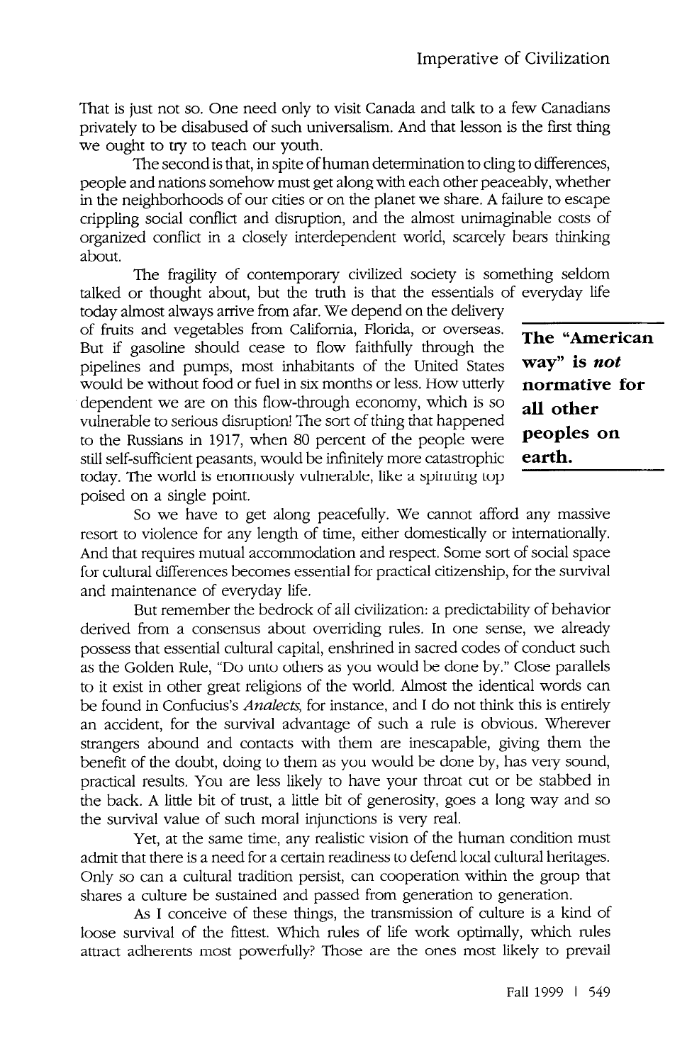That is just not so. One need only to visit Canada and talk to a few Canadians privately to be disabused of such universalism. And that lesson is the first thing we ought to try to teach our youth.

The second is that, in spite of human determination to cling to differences, people and nations somehow must get along with each other peaceably, whether in the neighborhoods of our cities or on the planet we share. A failure to escape crippling social conflict and disruption, and the almost unimaginable costs of organized conflict in a closely interdependent world, scarcely bears thinking about.

The fragility of contemporary civilized society is something seldom talked or thought about, but the truth is that the essentials of everyday life today almost always arrive from afar. We depend on the delivery of fruits and vegetables from California, Florida, or overseas. But if gasoline should cease to flow faithfully through the pipelines and pumps, most inhabitants of the United States would be without food or fuel in six months or less. How utterly dependent we are on this flow-through economy, which is so vulnerable to serious disruption! The sort of thing that happened to the Russians in 1917, when 80 percent of the people were still self-sufficient peasants, would be infinitely more catastrophic today. The world is enormously vulnerable, like a spinning top poised on a single point.

**The "American way" is *not* normative for all other peoples on earth.**

So we have to get along peacefully. We cannot afford any massive resort to violence for any length of time, either domestically or internationally. And that requires mutual accommodation and respect. Some sort of social space for cultural differences becomes essential for practical citizenship, for the survival and maintenance of everyday life.

But remember the bedrock of all civilization: a predictability of behavior derived from a consensus about overriding rules. In one sense, we already possess that essential cultural capital, enshrined in sacred codes of conduct such as the Golden Rule, "Do unto others as you would be done by." Close parallels to it exist in other great religions of the world. Almost the identical words can be found in Confucius's *Analects*, for instance, and I do not think this is entirely an accident, for the survival advantage of such a rule is obvious. Wherever strangers abound and contacts with them are inescapable, giving them the benefit of the doubt, doing to them as you would be done by, has very sound, practical results. You are less likely to have your throat cut or be stabbed in the back. A little bit of trust, a little bit of generosity, goes a long way and so the survival value of such moral injunctions is very real.

Yet, at the same time, any realistic vision of the human condition must admit that there is a need for a certain readiness to defend local cultural heritages. Only so can a cultural tradition persist, can cooperation within the group that shares a culture be sustained and passed from generation to generation.

As I conceive of these things, the transmission of culture is a kind of loose survival of the fittest. Which rules of life work optimally, which rules attract adherents most powerfully? Those are the ones most likely to prevail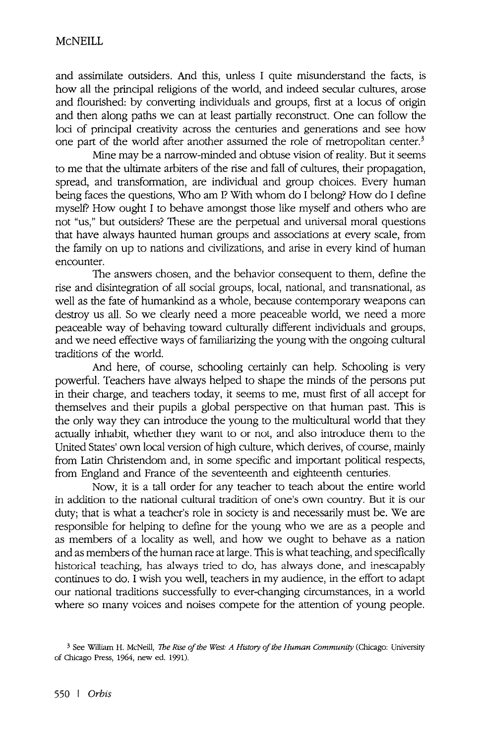and assimilate outsiders. And this, unless I quite misunderstand the facts, is how all the principal religions of the world, and indeed secular cultures, arose and flourished: by converting individuals and groups, first at a locus of origin and then along paths we can at least partially reconstruct. One can follow the loci of principal creativity across the centuries and generations and see how one part of the world after another assumed the role of metropolitan center.[3]

Mine may be a narrow-minded and obtuse vision of reality. But it seems to me that the ultimate arbiters of the rise and fall of cultures, their propagation, spread, and transformation, are individual and group choices. Every human being faces the questions, Who am I? With whom do I belong? How do I define myself? How ought I to behave amongst those like myself and others who are not "us," but outsiders? These are the perpetual and universal moral questions that have always haunted human groups and associations at every scale, from the family on up to nations and civilizations, and arise in every kind of human encounter.

The answers chosen, and the behavior consequent to them, define the rise and disintegration of all social groups, local, national, and transnational, as well as the fate of humankind as a whole, because contemporary weapons can destroy us all. So we clearly need a more peaceable world, we need a more peaceable way of behaving toward culturally different individuals and groups, and we need effective ways of familiarizing the young with the ongoing cultural traditions of the world.

And here, of course, schooling certainly can help. Schooling is very powerful. Teachers have always helped to shape the minds of the persons put in their charge, and teachers today, it seems to me, must first of all accept for themselves and their pupils a global perspective on that human past. This is the only way they can introduce the young to the multicultural world that they actually inhabit, whether they want to or not, and also introduce them to the United States' own local version of high culture, which derives, of course, mainly from Latin Christendom and, in some specific and important political respects, from England and France of the seventeenth and eighteenth centuries.

Now, it is a tall order for any teacher to teach about the entire world in addition to the national cultural tradition of one's own country. But it is our duty; that is what a teacher's role in society is and necessarily must be. We are responsible for helping to define for the young who we are as a people and as members of a locality as well, and how we ought to behave as a nation and as members of the human race at large. This is what teaching, and specifically historical teaching, has always tried to do, has always done, and inescapably continues to do. I wish you well, teachers in my audience, in the effort to adapt our national traditions successfully to ever-changing circumstances, in a world where so many voices and noises compete for the attention of young people.

[3] See William H. McNeill, *The Rise of the West: A History of the Human Community* (Chicago: University of Chicago Press, 1964, new ed. 1991).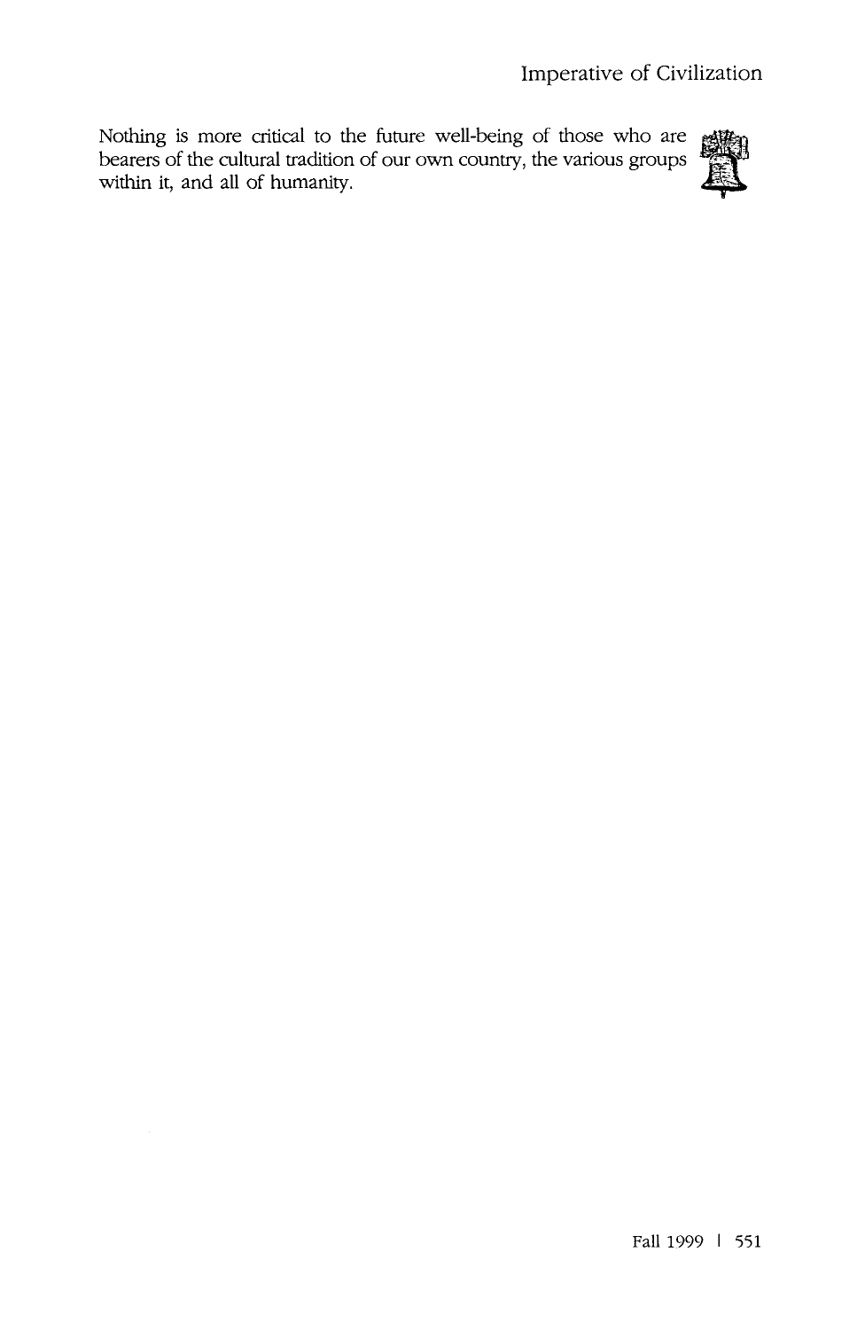Nothing is more critical to the future well-being of those who are bearers of the cultural tradition of our own country, the various groups within it, and all of humanity.